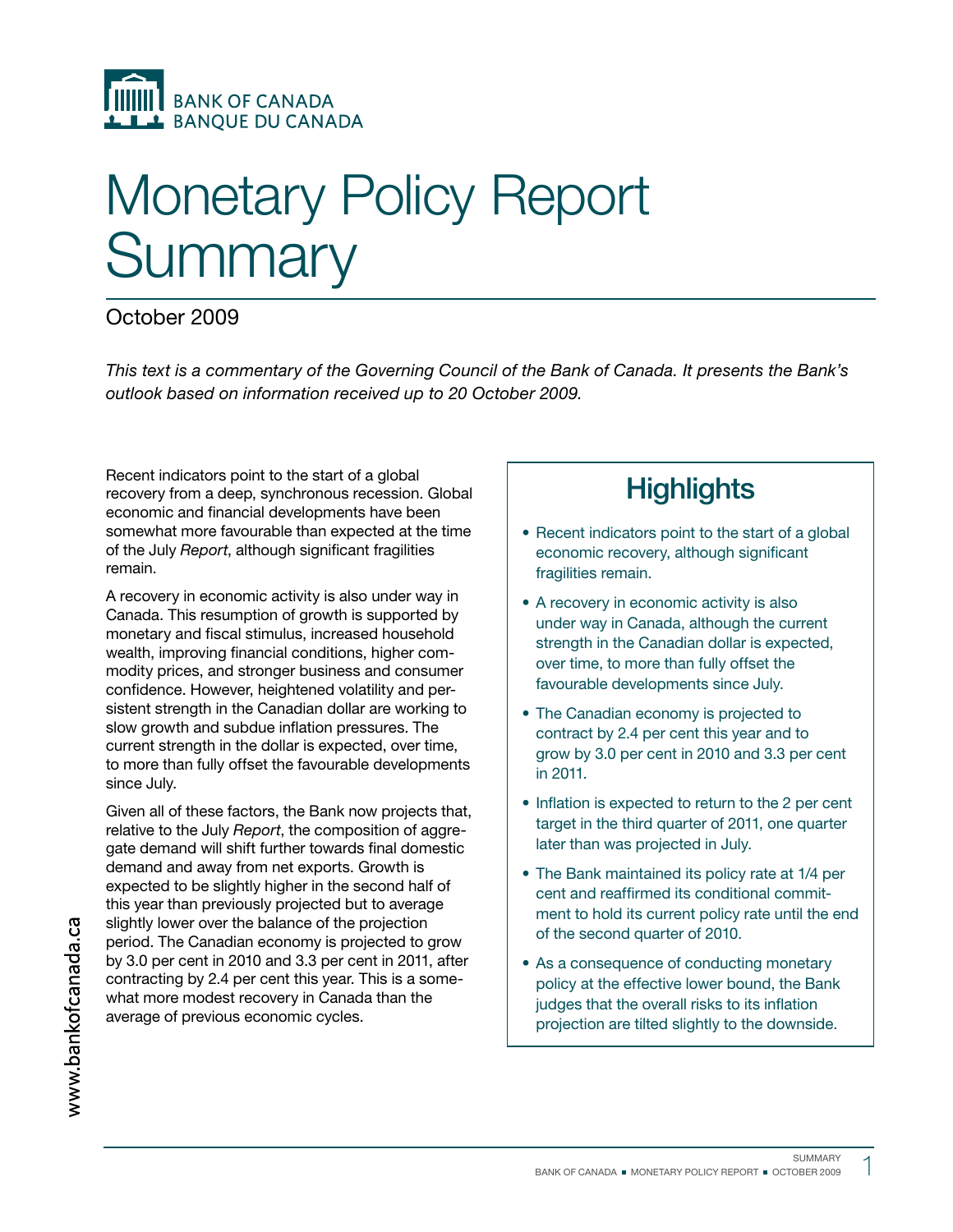BANK OF CANADA
BANQUE DU CANADA

# Monetary Policy Report Summary

October 2009

*This text is a commentary of the Governing Council of the Bank of Canada. It presents the Bank's outlook based on information received up to 20 October 2009.*

Recent indicators point to the start of a global recovery from a deep, synchronous recession. Global economic and financial developments have been somewhat more favourable than expected at the time of the July *Report*, although significant fragilities remain.

A recovery in economic activity is also under way in Canada. This resumption of growth is supported by monetary and fiscal stimulus, increased household wealth, improving financial conditions, higher commodity prices, and stronger business and consumer confidence. However, heightened volatility and persistent strength in the Canadian dollar are working to slow growth and subdue inflation pressures. The current strength in the dollar is expected, over time, to more than fully offset the favourable developments since July.

Given all of these factors, the Bank now projects that, relative to the July *Report*, the composition of aggregate demand will shift further towards final domestic demand and away from net exports. Growth is expected to be slightly higher in the second half of this year than previously projected but to average slightly lower over the balance of the projection period. The Canadian economy is projected to grow by 3.0 per cent in 2010 and 3.3 per cent in 2011, after contracting by 2.4 per cent this year. This is a somewhat more modest recovery in Canada than the average of previous economic cycles.

## Highlights

- Recent indicators point to the start of a global economic recovery, although significant fragilities remain.
- A recovery in economic activity is also under way in Canada, although the current strength in the Canadian dollar is expected, over time, to more than fully offset the favourable developments since July.
- The Canadian economy is projected to contract by 2.4 per cent this year and to grow by 3.0 per cent in 2010 and 3.3 per cent in 2011.
- Inflation is expected to return to the 2 per cent target in the third quarter of 2011, one quarter later than was projected in July.
- The Bank maintained its policy rate at 1/4 per cent and reaffirmed its conditional commitment to hold its current policy rate until the end of the second quarter of 2010.
- As a consequence of conducting monetary policy at the effective lower bound, the Bank judges that the overall risks to its inflation projection are tilted slightly to the downside.

www.bankofcanada.ca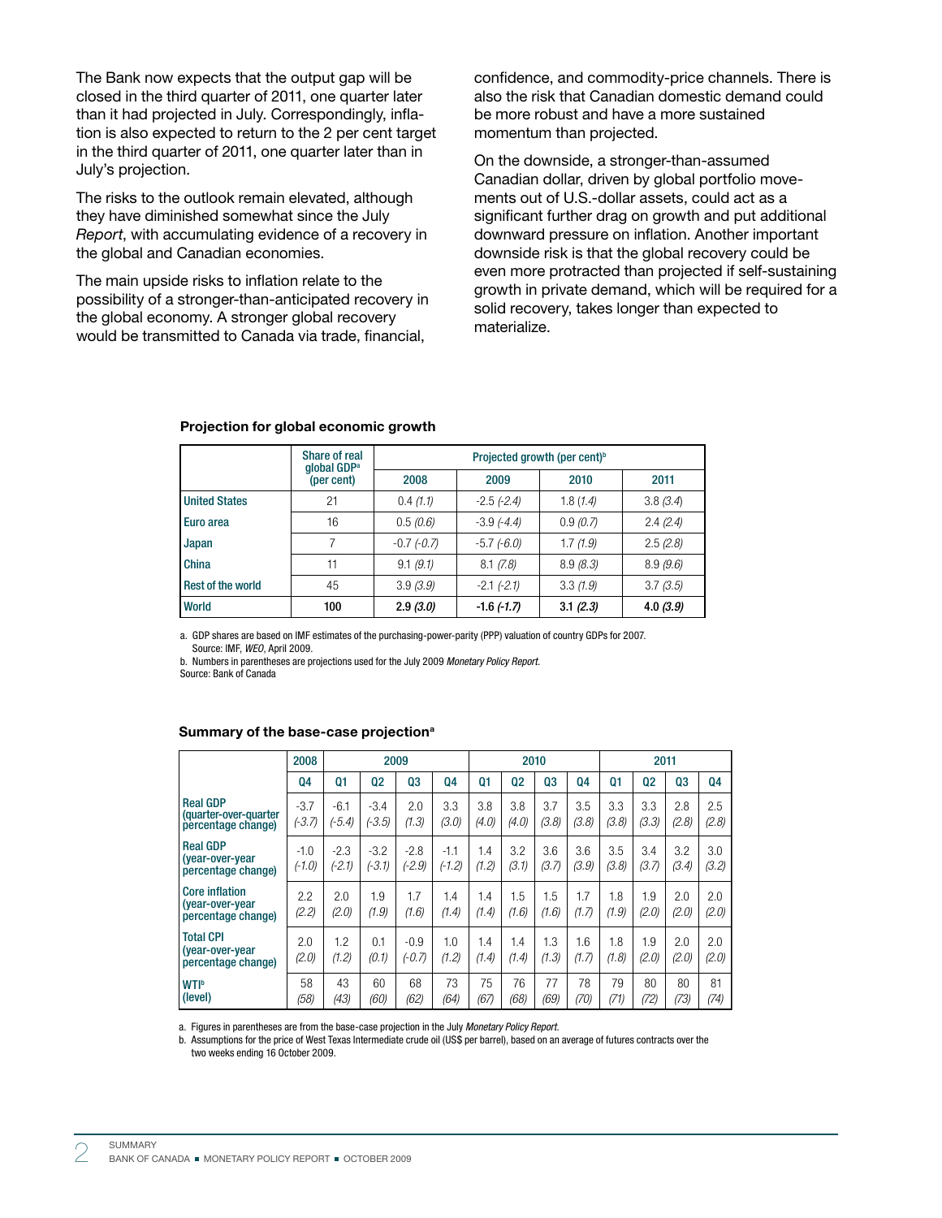The Bank now expects that the output gap will be closed in the third quarter of 2011, one quarter later than it had projected in July. Correspondingly, inflation is also expected to return to the 2 per cent target in the third quarter of 2011, one quarter later than in July's projection.

The risks to the outlook remain elevated, although they have diminished somewhat since the July *Report*, with accumulating evidence of a recovery in the global and Canadian economies.

The main upside risks to inflation relate to the possibility of a stronger-than-anticipated recovery in the global economy. A stronger global recovery would be transmitted to Canada via trade, financial, confidence, and commodity-price channels. There is also the risk that Canadian domestic demand could be more robust and have a more sustained momentum than projected.

On the downside, a stronger-than-assumed Canadian dollar, driven by global portfolio movements out of U.S.-dollar assets, could act as a significant further drag on growth and put additional downward pressure on inflation. Another important downside risk is that the global recovery could be even more protracted than projected if self-sustaining growth in private demand, which will be required for a solid recovery, takes longer than expected to materialize.

**Projection for global economic growth**

| | Share of real global GDP[a] (per cent) | Projected growth (per cent)[b] | | | |
|---|---|---|---|---|---|
| | | 2008 | 2009 | 2010 | 2011 |
| United States | 21 | 0.4 *(1.1)* | -2.5 *(-2.4)* | 1.8 *(1.4)* | 3.8 *(3.4)* |
| Euro area | 16 | 0.5 *(0.6)* | -3.9 *(-4.4)* | 0.9 *(0.7)* | 2.4 *(2.4)* |
| Japan | 7 | -0.7 *(-0.7)* | -5.7 *(-6.0)* | 1.7 *(1.9)* | 2.5 *(2.8)* |
| China | 11 | 9.1 *(9.1)* | 8.1 *(7.8)* | 8.9 *(8.3)* | 8.9 *(9.6)* |
| Rest of the world | 45 | 3.9 *(3.9)* | -2.1 *(-2.1)* | 3.3 *(1.9)* | 3.7 *(3.5)* |
| **World** | **100** | **2.9 *(3.0)*** | **-1.6 *(-1.7)*** | **3.1 *(2.3)*** | **4.0 *(3.9)*** |

a. GDP shares are based on IMF estimates of the purchasing-power-parity (PPP) valuation of country GDPs for 2007. Source: IMF, *WEO*, April 2009.

b. Numbers in parentheses are projections used for the July 2009 *Monetary Policy Report.*

Source: Bank of Canada

**Summary of the base-case projection[a]**

| | 2008 | 2009 | | | | 2010 | | | | 2011 | | | |
|---|---|---|---|---|---|---|---|---|---|---|---|---|---|
| | Q4 | Q1 | Q2 | Q3 | Q4 | Q1 | Q2 | Q3 | Q4 | Q1 | Q2 | Q3 | Q4 |
| Real GDP (quarter-over-quarter percentage change) | -3.7 *(-3.7)* | -6.1 *(-5.4)* | -3.4 *(-3.5)* | 2.0 *(1.3)* | 3.3 *(3.0)* | 3.8 *(4.0)* | 3.8 *(4.0)* | 3.7 *(3.8)* | 3.5 *(3.8)* | 3.3 *(3.8)* | 3.3 *(3.3)* | 2.8 *(2.8)* | 2.5 *(2.8)* |
| Real GDP (year-over-year percentage change) | -1.0 *(-1.0)* | -2.3 *(-2.1)* | -3.2 *(-3.1)* | -2.8 *(-2.9)* | -1.1 *(-1.2)* | 1.4 *(1.2)* | 3.2 *(3.1)* | 3.6 *(3.7)* | 3.6 *(3.9)* | 3.5 *(3.8)* | 3.4 *(3.7)* | 3.2 *(3.4)* | 3.0 *(3.2)* |
| Core inflation (year-over-year percentage change) | 2.2 *(2.2)* | 2.0 *(2.0)* | 1.9 *(1.9)* | 1.7 *(1.6)* | 1.4 *(1.4)* | 1.4 *(1.4)* | 1.5 *(1.6)* | 1.5 *(1.6)* | 1.7 *(1.7)* | 1.8 *(1.9)* | 1.9 *(2.0)* | 2.0 *(2.0)* | 2.0 *(2.0)* |
| Total CPI (year-over-year percentage change) | 2.0 *(2.0)* | 1.2 *(1.2)* | 0.1 *(0.1)* | -0.9 *(-0.7)* | 1.0 *(1.2)* | 1.4 *(1.4)* | 1.4 *(1.4)* | 1.3 *(1.3)* | 1.6 *(1.7)* | 1.8 *(1.8)* | 1.9 *(2.0)* | 2.0 *(2.0)* | 2.0 *(2.0)* |
| WTI[b] (level) | 58 *(58)* | 43 *(43)* | 60 *(60)* | 68 *(62)* | 73 *(64)* | 75 *(67)* | 76 *(68)* | 77 *(69)* | 78 *(70)* | 79 *(71)* | 80 *(72)* | 80 *(73)* | 81 *(74)* |

a. Figures in parentheses are from the base-case projection in the July *Monetary Policy Report.*

b. Assumptions for the price of West Texas Intermediate crude oil (US$ per barrel), based on an average of futures contracts over the two weeks ending 16 October 2009.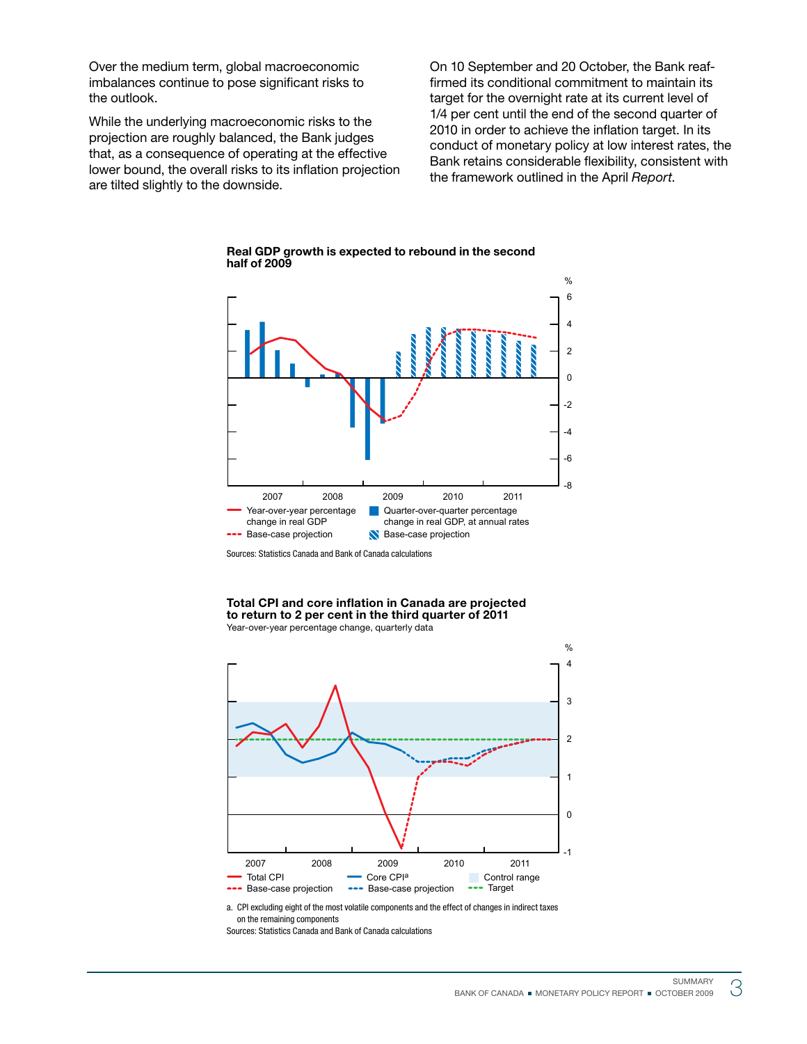Over the medium term, global macroeconomic imbalances continue to pose significant risks to the outlook.

While the underlying macroeconomic risks to the projection are roughly balanced, the Bank judges that, as a consequence of operating at the effective lower bound, the overall risks to its inflation projection are tilted slightly to the downside.

On 10 September and 20 October, the Bank reaffirmed its conditional commitment to maintain its target for the overnight rate at its current level of 1/4 per cent until the end of the second quarter of 2010 in order to achieve the inflation target. In its conduct of monetary policy at low interest rates, the Bank retains considerable flexibility, consistent with the framework outlined in the April *Report*.

**Real GDP growth is expected to rebound in the second half of 2009**

%
6
4
2
0
-2
-4
-6
-8

2007 2008 2009 2010 2011

Year-over-year percentage change in real GDP
Base-case projection
Quarter-over-quarter percentage change in real GDP, at annual rates
Base-case projection

Sources: Statistics Canada and Bank of Canada calculations

**Total CPI and core inflation in Canada are projected to return to 2 per cent in the third quarter of 2011**

Year-over-year percentage change, quarterly data

%
4
3
2
1
0
-1

2007 2008 2009 2010 2011

Total CPI
Base-case projection
Core CPI[a]
Base-case projection
Control range
Target

a. CPI excluding eight of the most volatile components and the effect of changes in indirect taxes on the remaining components

Sources: Statistics Canada and Bank of Canada calculations